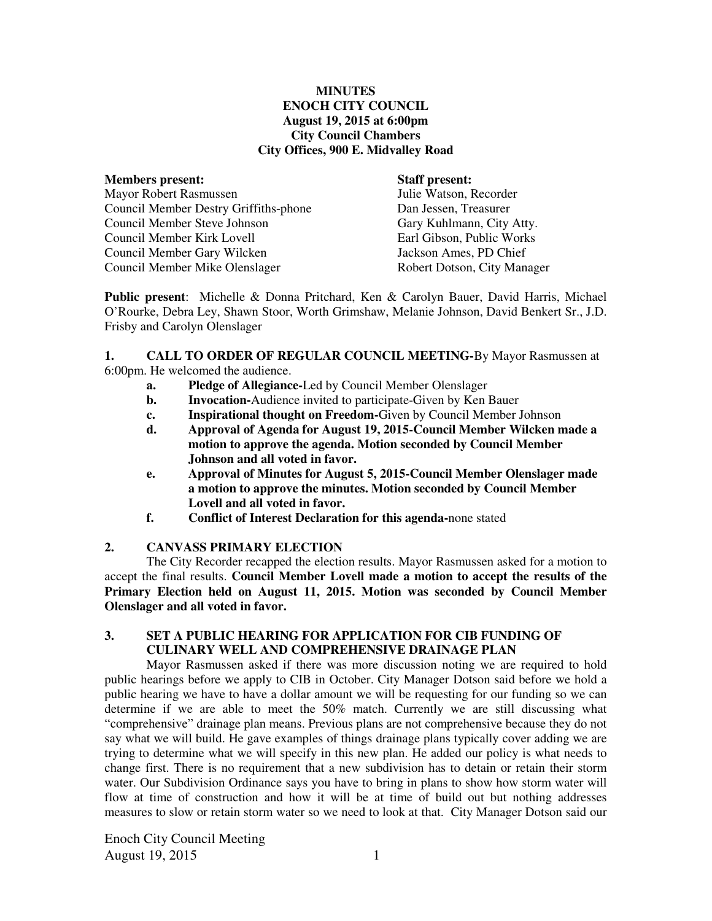**MINUTES**
**ENOCH CITY COUNCIL**
**August 19, 2015 at 6:00pm**
**City Council Chambers**
**City Offices, 900 E. Midvalley Road**

| **Members present:** | **Staff present:** |
|---|---|
| Mayor Robert Rasmussen | Julie Watson, Recorder |
| Council Member Destry Griffiths-phone | Dan Jessen, Treasurer |
| Council Member Steve Johnson | Gary Kuhlmann, City Atty. |
| Council Member Kirk Lovell | Earl Gibson, Public Works |
| Council Member Gary Wilcken | Jackson Ames, PD Chief |
| Council Member Mike Olenslager | Robert Dotson, City Manager |

**Public present**: Michelle & Donna Pritchard, Ken & Carolyn Bauer, David Harris, Michael O'Rourke, Debra Ley, Shawn Stoor, Worth Grimshaw, Melanie Johnson, David Benkert Sr., J.D. Frisby and Carolyn Olenslager

**1. CALL TO ORDER OF REGULAR COUNCIL MEETING-**By Mayor Rasmussen at 6:00pm. He welcomed the audience.

- **a. Pledge of Allegiance-**Led by Council Member Olenslager
- **b. Invocation-**Audience invited to participate-Given by Ken Bauer
- **c. Inspirational thought on Freedom-**Given by Council Member Johnson
- **d. Approval of Agenda for August 19, 2015-Council Member Wilcken made a motion to approve the agenda. Motion seconded by Council Member Johnson and all voted in favor.**
- **e. Approval of Minutes for August 5, 2015-Council Member Olenslager made a motion to approve the minutes. Motion seconded by Council Member Lovell and all voted in favor.**
- **f. Conflict of Interest Declaration for this agenda-**none stated

**2. CANVASS PRIMARY ELECTION**

The City Recorder recapped the election results. Mayor Rasmussen asked for a motion to accept the final results. **Council Member Lovell made a motion to accept the results of the Primary Election held on August 11, 2015. Motion was seconded by Council Member Olenslager and all voted in favor.**

**3. SET A PUBLIC HEARING FOR APPLICATION FOR CIB FUNDING OF CULINARY WELL AND COMPREHENSIVE DRAINAGE PLAN**

Mayor Rasmussen asked if there was more discussion noting we are required to hold public hearings before we apply to CIB in October. City Manager Dotson said before we hold a public hearing we have to have a dollar amount we will be requesting for our funding so we can determine if we are able to meet the 50% match. Currently we are still discussing what "comprehensive" drainage plan means. Previous plans are not comprehensive because they do not say what we will build. He gave examples of things drainage plans typically cover adding we are trying to determine what we will specify in this new plan. He added our policy is what needs to change first. There is no requirement that a new subdivision has to detain or retain their storm water. Our Subdivision Ordinance says you have to bring in plans to show how storm water will flow at time of construction and how it will be at time of build out but nothing addresses measures to slow or retain storm water so we need to look at that. City Manager Dotson said our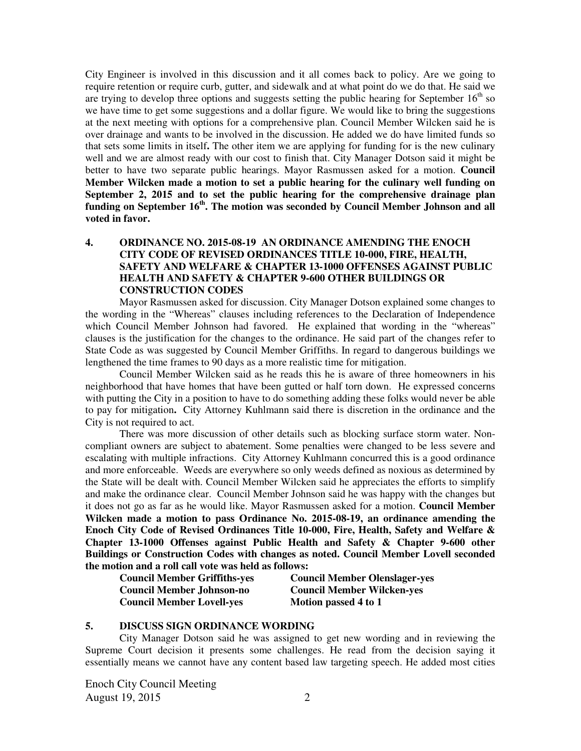City Engineer is involved in this discussion and it all comes back to policy. Are we going to require retention or require curb, gutter, and sidewalk and at what point do we do that. He said we are trying to develop three options and suggests setting the public hearing for September 16th so we have time to get some suggestions and a dollar figure. We would like to bring the suggestions at the next meeting with options for a comprehensive plan. Council Member Wilcken said he is over drainage and wants to be involved in the discussion. He added we do have limited funds so that sets some limits in itself**.** The other item we are applying for funding for is the new culinary well and we are almost ready with our cost to finish that. City Manager Dotson said it might be better to have two separate public hearings. Mayor Rasmussen asked for a motion. **Council Member Wilcken made a motion to set a public hearing for the culinary well funding on September 2, 2015 and to set the public hearing for the comprehensive drainage plan funding on September 16th. The motion was seconded by Council Member Johnson and all voted in favor.**

**4. ORDINANCE NO. 2015-08-19 AN ORDINANCE AMENDING THE ENOCH CITY CODE OF REVISED ORDINANCES TITLE 10-000, FIRE, HEALTH, SAFETY AND WELFARE & CHAPTER 13-1000 OFFENSES AGAINST PUBLIC HEALTH AND SAFETY & CHAPTER 9-600 OTHER BUILDINGS OR CONSTRUCTION CODES**

Mayor Rasmussen asked for discussion. City Manager Dotson explained some changes to the wording in the "Whereas" clauses including references to the Declaration of Independence which Council Member Johnson had favored. He explained that wording in the "whereas" clauses is the justification for the changes to the ordinance. He said part of the changes refer to State Code as was suggested by Council Member Griffiths. In regard to dangerous buildings we lengthened the time frames to 90 days as a more realistic time for mitigation.

Council Member Wilcken said as he reads this he is aware of three homeowners in his neighborhood that have homes that have been gutted or half torn down. He expressed concerns with putting the City in a position to have to do something adding these folks would never be able to pay for mitigation**.** City Attorney Kuhlmann said there is discretion in the ordinance and the City is not required to act.

There was more discussion of other details such as blocking surface storm water. Non-compliant owners are subject to abatement. Some penalties were changed to be less severe and escalating with multiple infractions. City Attorney Kuhlmann concurred this is a good ordinance and more enforceable. Weeds are everywhere so only weeds defined as noxious as determined by the State will be dealt with. Council Member Wilcken said he appreciates the efforts to simplify and make the ordinance clear. Council Member Johnson said he was happy with the changes but it does not go as far as he would like. Mayor Rasmussen asked for a motion. **Council Member Wilcken made a motion to pass Ordinance No. 2015-08-19, an ordinance amending the Enoch City Code of Revised Ordinances Title 10-000, Fire, Health, Safety and Welfare & Chapter 13-1000 Offenses against Public Health and Safety & Chapter 9-600 other Buildings or Construction Codes with changes as noted. Council Member Lovell seconded the motion and a roll call vote was held as follows:**

**Council Member Griffiths-yes**
**Council Member Johnson-no**
**Council Member Lovell-yes**
**Council Member Olenslager-yes**
**Council Member Wilcken-yes**
**Motion passed 4 to 1**

**5. DISCUSS SIGN ORDINANCE WORDING**

City Manager Dotson said he was assigned to get new wording and in reviewing the Supreme Court decision it presents some challenges. He read from the decision saying it essentially means we cannot have any content based law targeting speech. He added most cities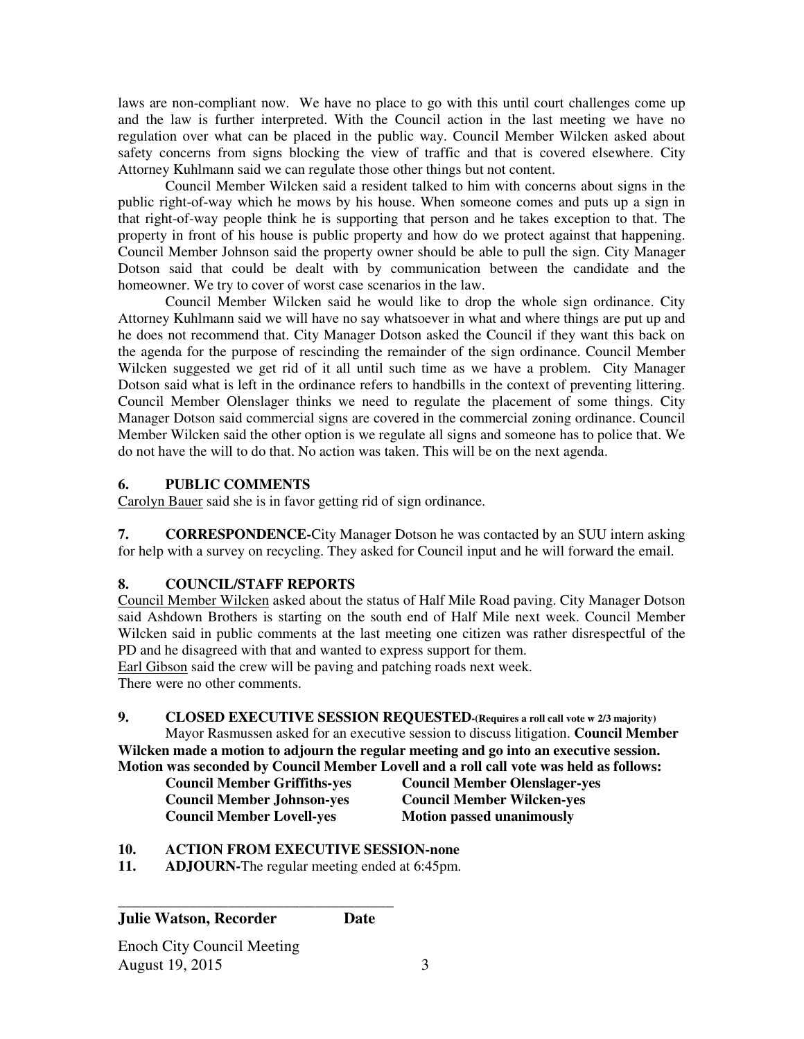laws are non-compliant now. We have no place to go with this until court challenges come up and the law is further interpreted. With the Council action in the last meeting we have no regulation over what can be placed in the public way. Council Member Wilcken asked about safety concerns from signs blocking the view of traffic and that is covered elsewhere. City Attorney Kuhlmann said we can regulate those other things but not content.

Council Member Wilcken said a resident talked to him with concerns about signs in the public right-of-way which he mows by his house. When someone comes and puts up a sign in that right-of-way people think he is supporting that person and he takes exception to that. The property in front of his house is public property and how do we protect against that happening. Council Member Johnson said the property owner should be able to pull the sign. City Manager Dotson said that could be dealt with by communication between the candidate and the homeowner. We try to cover of worst case scenarios in the law.

Council Member Wilcken said he would like to drop the whole sign ordinance. City Attorney Kuhlmann said we will have no say whatsoever in what and where things are put up and he does not recommend that. City Manager Dotson asked the Council if they want this back on the agenda for the purpose of rescinding the remainder of the sign ordinance. Council Member Wilcken suggested we get rid of it all until such time as we have a problem. City Manager Dotson said what is left in the ordinance refers to handbills in the context of preventing littering. Council Member Olenslager thinks we need to regulate the placement of some things. City Manager Dotson said commercial signs are covered in the commercial zoning ordinance. Council Member Wilcken said the other option is we regulate all signs and someone has to police that. We do not have the will to do that. No action was taken. This will be on the next agenda.

**6. PUBLIC COMMENTS**

Carolyn Bauer said she is in favor getting rid of sign ordinance.

**7. CORRESPONDENCE-**City Manager Dotson he was contacted by an SUU intern asking for help with a survey on recycling. They asked for Council input and he will forward the email.

**8. COUNCIL/STAFF REPORTS**

Council Member Wilcken asked about the status of Half Mile Road paving. City Manager Dotson said Ashdown Brothers is starting on the south end of Half Mile next week. Council Member Wilcken said in public comments at the last meeting one citizen was rather disrespectful of the PD and he disagreed with that and wanted to express support for them.

Earl Gibson said the crew will be paving and patching roads next week.

There were no other comments.

**9. CLOSED EXECUTIVE SESSION REQUESTED-(Requires a roll call vote w 2/3 majority)**

Mayor Rasmussen asked for an executive session to discuss litigation. **Council Member Wilcken made a motion to adjourn the regular meeting and go into an executive session. Motion was seconded by Council Member Lovell and a roll call vote was held as follows:**

| | |
|---|---|
| **Council Member Griffiths-yes** | **Council Member Olenslager-yes** |
| **Council Member Johnson-yes** | **Council Member Wilcken-yes** |
| **Council Member Lovell-yes** | **Motion passed unanimously** |

**10. ACTION FROM EXECUTIVE SESSION-none**

**11. ADJOURN-**The regular meeting ended at 6:45pm.

______________________________________

**Julie Watson, Recorder Date**

Enoch City Council Meeting
August 19, 2015